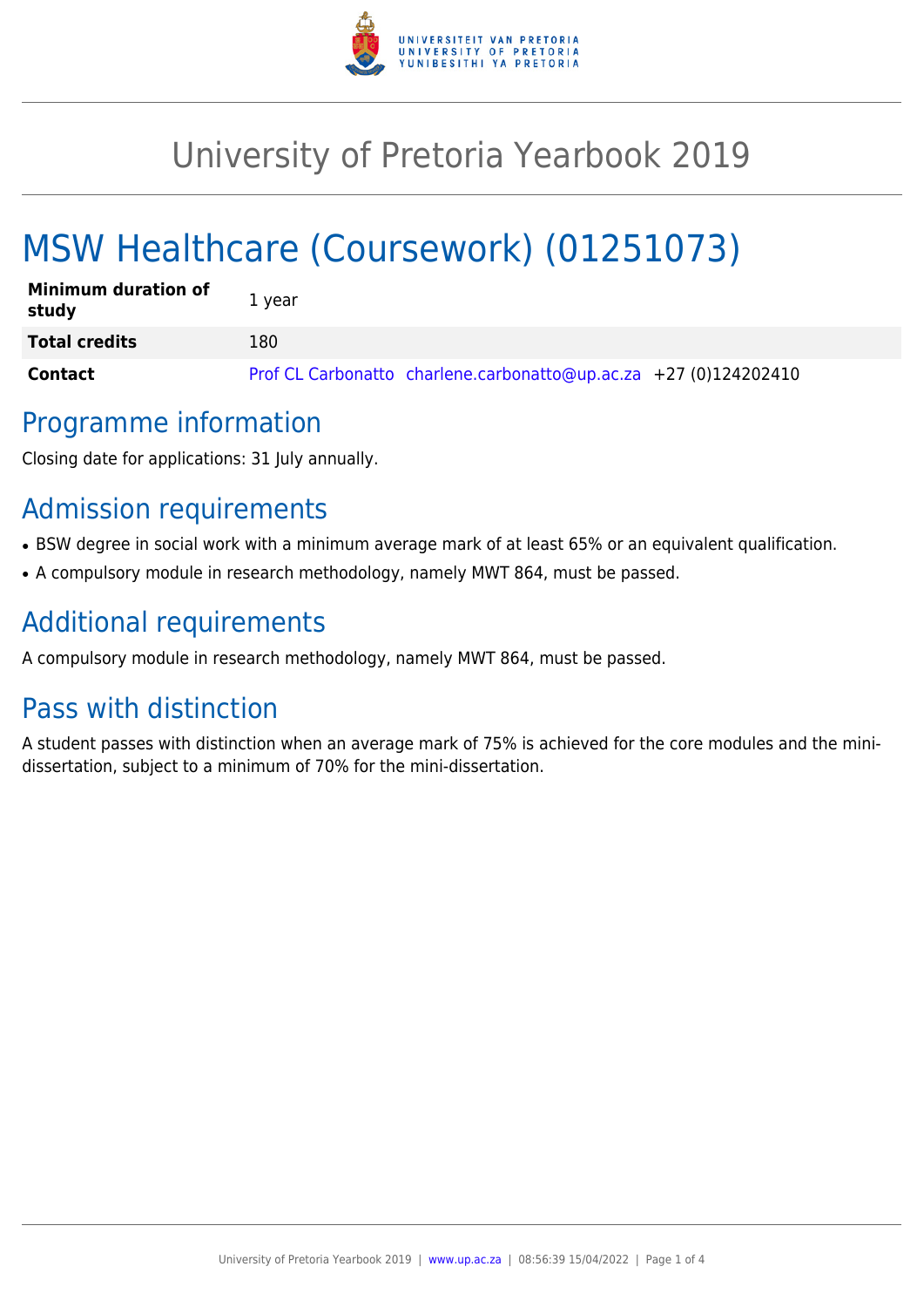# University of Pretoria Yearbook 2019

# MSW Healthcare (Coursework) (01251073)

| Minimum duration of study | 1 year |
| --- | --- |
| Total credits | 180 |
| Contact | Prof CL Carbonatto charlene.carbonatto@up.ac.za +27 (0)124202410 |

## Programme information

Closing date for applications: 31 July annually.

## Admission requirements

- BSW degree in social work with a minimum average mark of at least 65% or an equivalent qualification.
- A compulsory module in research methodology, namely MWT 864, must be passed.

## Additional requirements

A compulsory module in research methodology, namely MWT 864, must be passed.

## Pass with distinction

A student passes with distinction when an average mark of 75% is achieved for the core modules and the mini-dissertation, subject to a minimum of 70% for the mini-dissertation.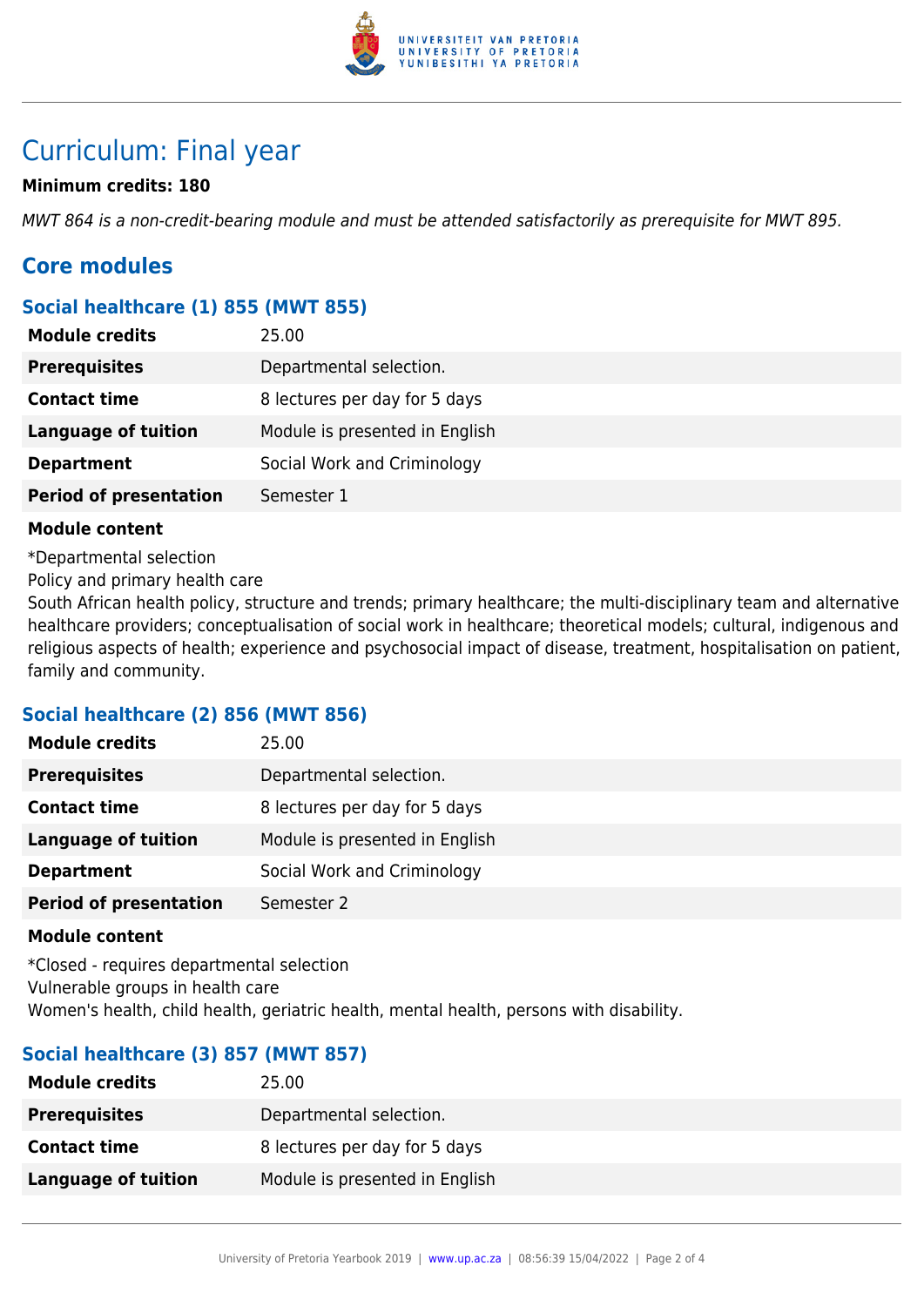# Curriculum: Final year

**Minimum credits: 180**

*MWT 864 is a non-credit-bearing module and must be attended satisfactorily as prerequisite for MWT 895.*

## Core modules

### Social healthcare (1) 855 (MWT 855)

| | |
|---|---|
| **Module credits** | 25.00 |
| **Prerequisites** | Departmental selection. |
| **Contact time** | 8 lectures per day for 5 days |
| **Language of tuition** | Module is presented in English |
| **Department** | Social Work and Criminology |
| **Period of presentation** | Semester 1 |

**Module content**

*Departmental selection

Policy and primary health care

South African health policy, structure and trends; primary healthcare; the multi-disciplinary team and alternative healthcare providers; conceptualisation of social work in healthcare; theoretical models; cultural, indigenous and religious aspects of health; experience and psychosocial impact of disease, treatment, hospitalisation on patient, family and community.

### Social healthcare (2) 856 (MWT 856)

| | |
|---|---|
| **Module credits** | 25.00 |
| **Prerequisites** | Departmental selection. |
| **Contact time** | 8 lectures per day for 5 days |
| **Language of tuition** | Module is presented in English |
| **Department** | Social Work and Criminology |
| **Period of presentation** | Semester 2 |

**Module content**

*Closed - requires departmental selection

Vulnerable groups in health care

Women's health, child health, geriatric health, mental health, persons with disability.

### Social healthcare (3) 857 (MWT 857)

| | |
|---|---|
| **Module credits** | 25.00 |
| **Prerequisites** | Departmental selection. |
| **Contact time** | 8 lectures per day for 5 days |
| **Language of tuition** | Module is presented in English |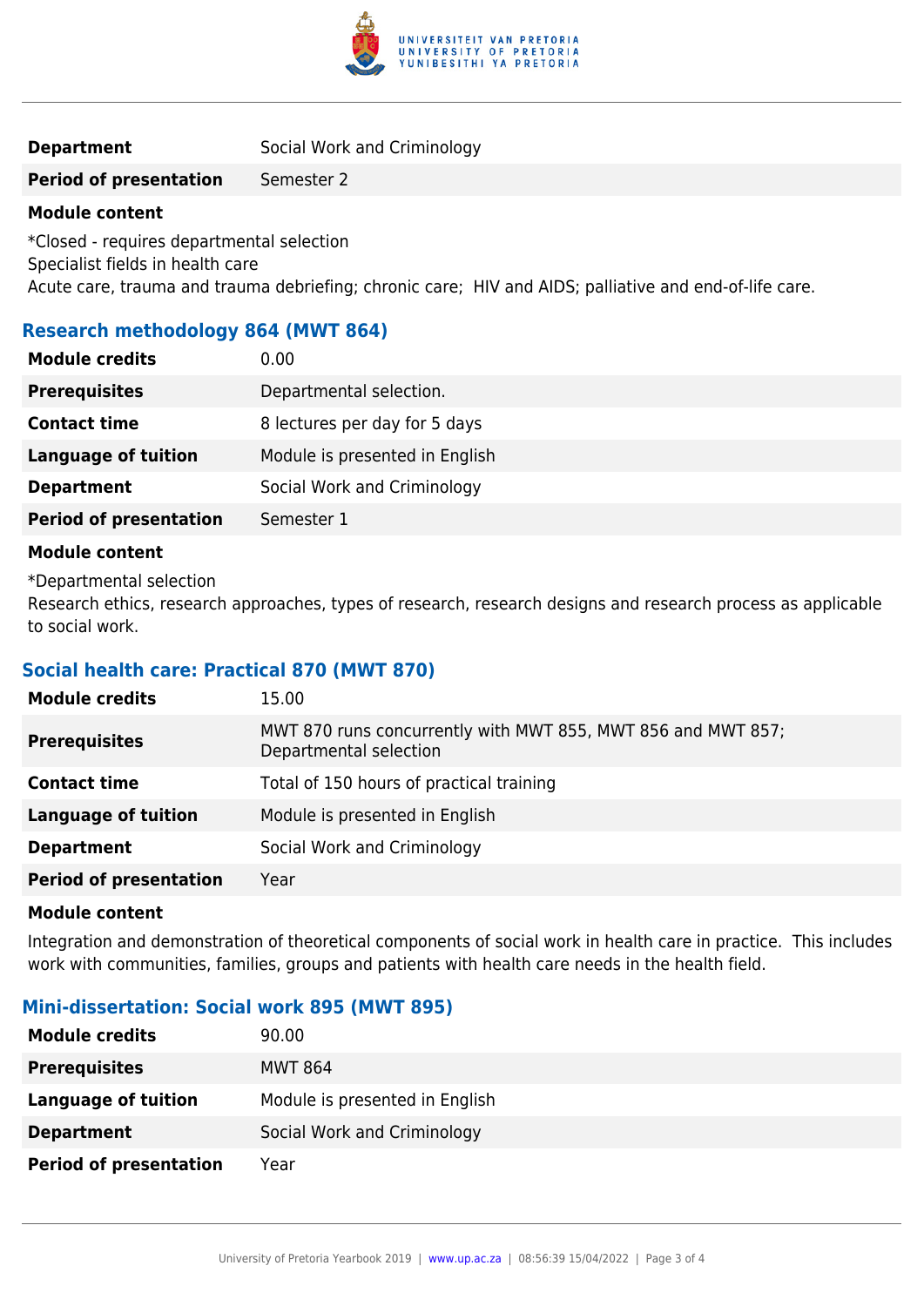| | |
|---|---|
| **Department** | Social Work and Criminology |
| **Period of presentation** | Semester 2 |

**Module content**

*Closed - requires departmental selection
Specialist fields in health care
Acute care, trauma and trauma debriefing; chronic care; HIV and AIDS; palliative and end-of-life care.

### Research methodology 864 (MWT 864)

| | |
|---|---|
| **Module credits** | 0.00 |
| **Prerequisites** | Departmental selection. |
| **Contact time** | 8 lectures per day for 5 days |
| **Language of tuition** | Module is presented in English |
| **Department** | Social Work and Criminology |
| **Period of presentation** | Semester 1 |

**Module content**

*Departmental selection
Research ethics, research approaches, types of research, research designs and research process as applicable to social work.

### Social health care: Practical 870 (MWT 870)

| | |
|---|---|
| **Module credits** | 15.00 |
| **Prerequisites** | MWT 870 runs concurrently with MWT 855, MWT 856 and MWT 857; Departmental selection |
| **Contact time** | Total of 150 hours of practical training |
| **Language of tuition** | Module is presented in English |
| **Department** | Social Work and Criminology |
| **Period of presentation** | Year |

**Module content**

Integration and demonstration of theoretical components of social work in health care in practice. This includes work with communities, families, groups and patients with health care needs in the health field.

### Mini-dissertation: Social work 895 (MWT 895)

| | |
|---|---|
| **Module credits** | 90.00 |
| **Prerequisites** | MWT 864 |
| **Language of tuition** | Module is presented in English |
| **Department** | Social Work and Criminology |
| **Period of presentation** | Year |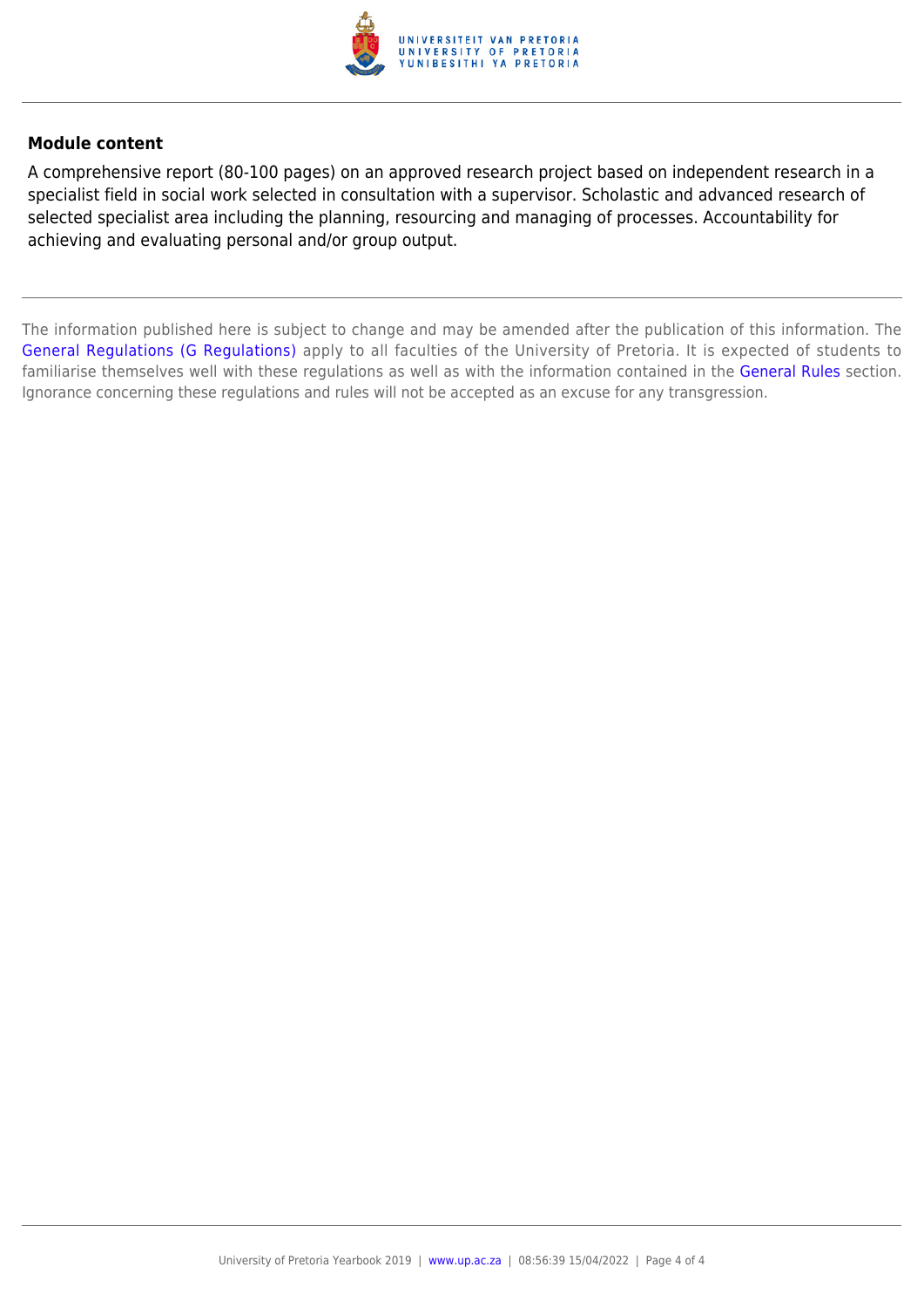**Module content**

A comprehensive report (80-100 pages) on an approved research project based on independent research in a specialist field in social work selected in consultation with a supervisor. Scholastic and advanced research of selected specialist area including the planning, resourcing and managing of processes. Accountability for achieving and evaluating personal and/or group output.

The information published here is subject to change and may be amended after the publication of this information. The General Regulations (G Regulations) apply to all faculties of the University of Pretoria. It is expected of students to familiarise themselves well with these regulations as well as with the information contained in the General Rules section. Ignorance concerning these regulations and rules will not be accepted as an excuse for any transgression.